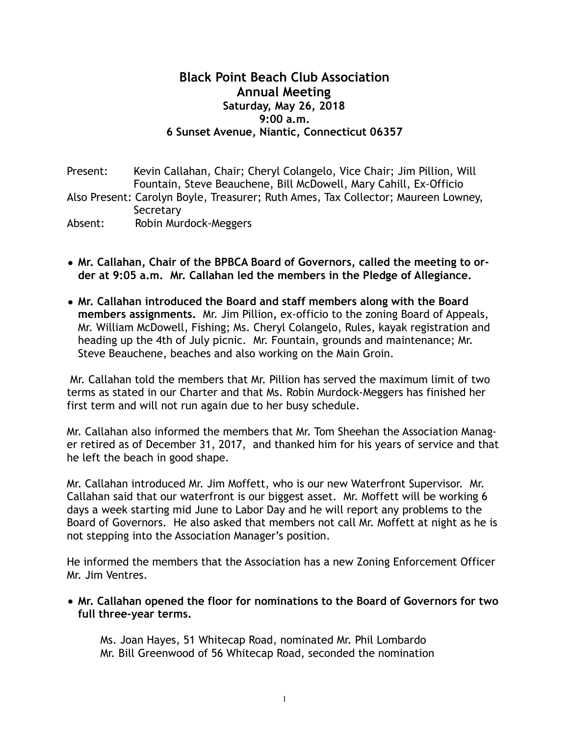# Black Point Beach Club Association
## Annual Meeting
### Saturday, May 26, 2018
### 9:00 a.m.
### 6 Sunset Avenue, Niantic, Connecticut 06357

Present: Kevin Callahan, Chair; Cheryl Colangelo, Vice Chair; Jim Pillion, Will Fountain, Steve Beauchene, Bill McDowell, Mary Cahill, Ex-Officio

Also Present: Carolyn Boyle, Treasurer; Ruth Ames, Tax Collector; Maureen Lowney, Secretary

Absent: Robin Murdock-Meggers

- **Mr. Callahan, Chair of the BPBCA Board of Governors, called the meeting to order at 9:05 a.m. Mr. Callahan led the members in the Pledge of Allegiance.**

- **Mr. Callahan introduced the Board and staff members along with the Board members assignments.** Mr. Jim Pillion, ex-officio to the zoning Board of Appeals, Mr. William McDowell, Fishing; Ms. Cheryl Colangelo, Rules, kayak registration and heading up the 4th of July picnic. Mr. Fountain, grounds and maintenance; Mr. Steve Beauchene, beaches and also working on the Main Groin.

Mr. Callahan told the members that Mr. Pillion has served the maximum limit of two terms as stated in our Charter and that Ms. Robin Murdock-Meggers has finished her first term and will not run again due to her busy schedule.

Mr. Callahan also informed the members that Mr. Tom Sheehan the Association Manager retired as of December 31, 2017, and thanked him for his years of service and that he left the beach in good shape.

Mr. Callahan introduced Mr. Jim Moffett, who is our new Waterfront Supervisor. Mr. Callahan said that our waterfront is our biggest asset. Mr. Moffett will be working 6 days a week starting mid June to Labor Day and he will report any problems to the Board of Governors. He also asked that members not call Mr. Moffett at night as he is not stepping into the Association Manager's position.

He informed the members that the Association has a new Zoning Enforcement Officer Mr. Jim Ventres.

- **Mr. Callahan opened the floor for nominations to the Board of Governors for two full three-year terms.**

  Ms. Joan Hayes, 51 Whitecap Road, nominated Mr. Phil Lombardo
  Mr. Bill Greenwood of 56 Whitecap Road, seconded the nomination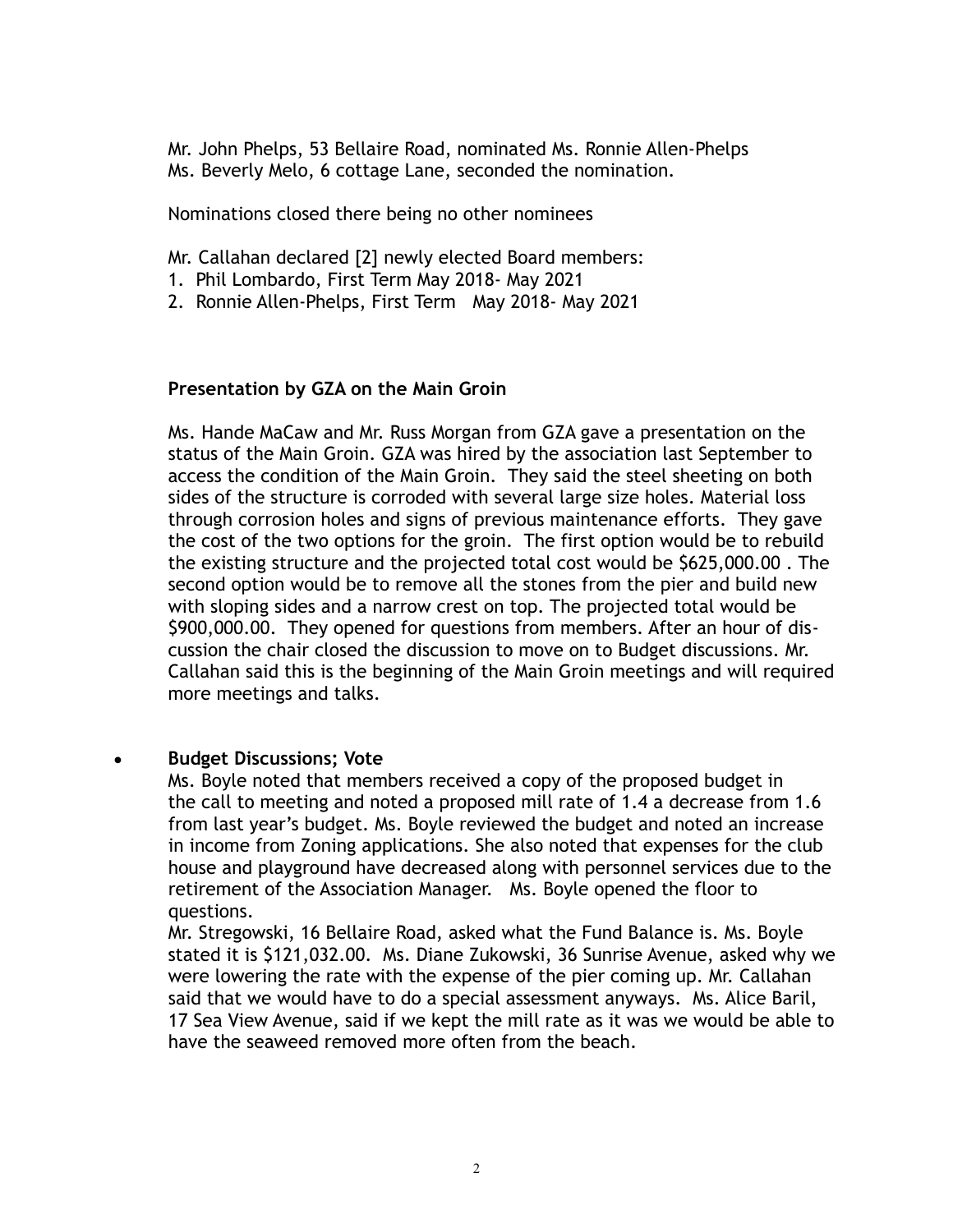Mr. John Phelps, 53 Bellaire Road, nominated Ms. Ronnie Allen-Phelps
Ms. Beverly Melo, 6 cottage Lane, seconded the nomination.

Nominations closed there being no other nominees

Mr. Callahan declared [2] newly elected Board members:

1. Phil Lombardo, First Term May 2018- May 2021
2. Ronnie Allen-Phelps, First Term May 2018- May 2021

**Presentation by GZA on the Main Groin**

Ms. Hande MaCaw and Mr. Russ Morgan from GZA gave a presentation on the status of the Main Groin. GZA was hired by the association last September to access the condition of the Main Groin. They said the steel sheeting on both sides of the structure is corroded with several large size holes. Material loss through corrosion holes and signs of previous maintenance efforts. They gave the cost of the two options for the groin. The first option would be to rebuild the existing structure and the projected total cost would be $625,000.00 . The second option would be to remove all the stones from the pier and build new with sloping sides and a narrow crest on top. The projected total would be $900,000.00. They opened for questions from members. After an hour of discussion the chair closed the discussion to move on to Budget discussions. Mr. Callahan said this is the beginning of the Main Groin meetings and will required more meetings and talks.

- **Budget Discussions; Vote**

  Ms. Boyle noted that members received a copy of the proposed budget in the call to meeting and noted a proposed mill rate of 1.4 a decrease from 1.6 from last year's budget. Ms. Boyle reviewed the budget and noted an increase in income from Zoning applications. She also noted that expenses for the club house and playground have decreased along with personnel services due to the retirement of the Association Manager. Ms. Boyle opened the floor to questions.

  Mr. Stregowski, 16 Bellaire Road, asked what the Fund Balance is. Ms. Boyle stated it is $121,032.00. Ms. Diane Zukowski, 36 Sunrise Avenue, asked why we were lowering the rate with the expense of the pier coming up. Mr. Callahan said that we would have to do a special assessment anyways. Ms. Alice Baril, 17 Sea View Avenue, said if we kept the mill rate as it was we would be able to have the seaweed removed more often from the beach.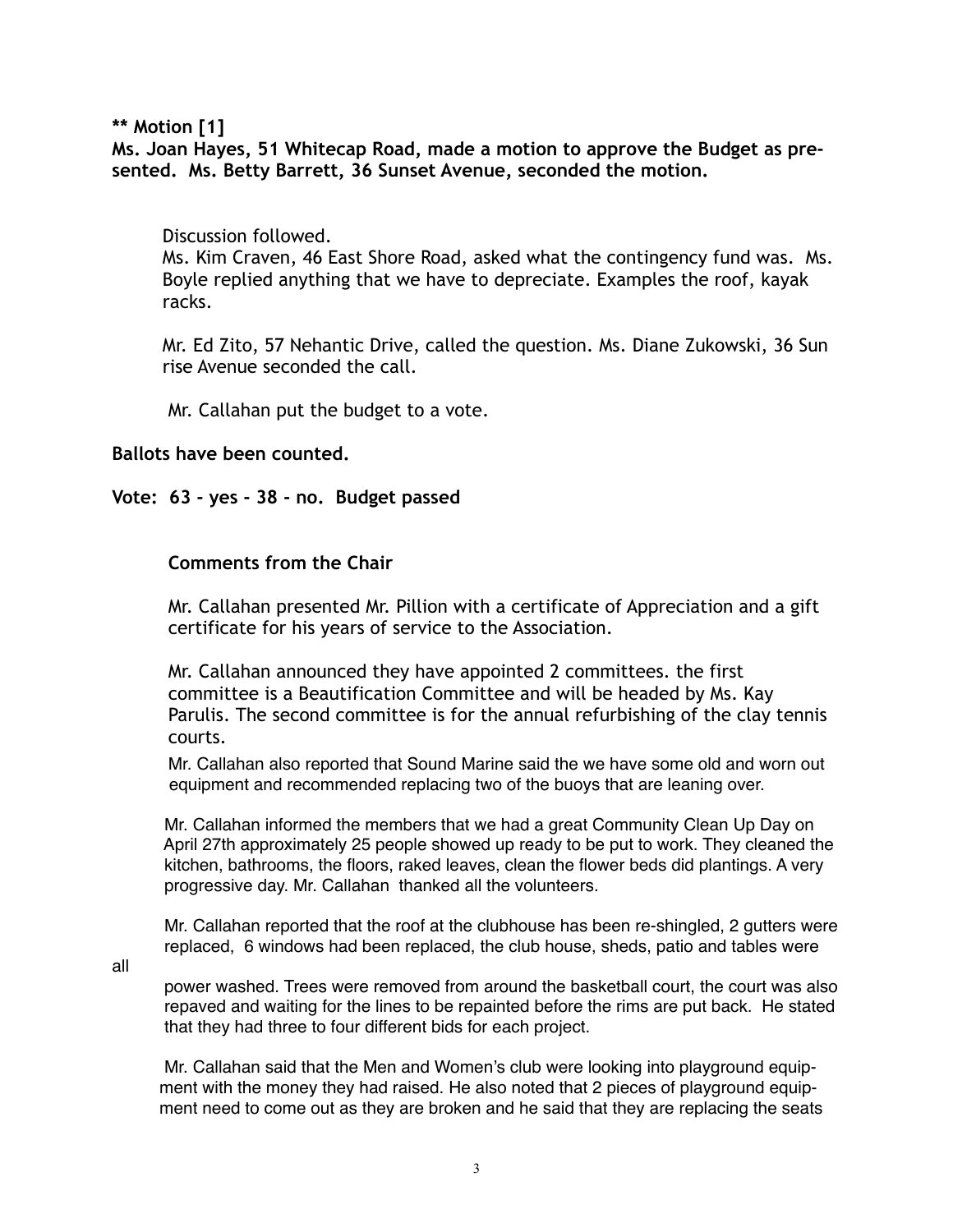**** Motion [1]**
**Ms. Joan Hayes, 51 Whitecap Road, made a motion to approve the Budget as presented. Ms. Betty Barrett, 36 Sunset Avenue, seconded the motion.**

Discussion followed.
Ms. Kim Craven, 46 East Shore Road, asked what the contingency fund was. Ms. Boyle replied anything that we have to depreciate. Examples the roof, kayak racks.

Mr. Ed Zito, 57 Nehantic Drive, called the question. Ms. Diane Zukowski, 36 Sun rise Avenue seconded the call.

Mr. Callahan put the budget to a vote.

**Ballots have been counted.**

**Vote: 63 - yes - 38 - no. Budget passed**

**Comments from the Chair**

Mr. Callahan presented Mr. Pillion with a certificate of Appreciation and a gift certificate for his years of service to the Association.

Mr. Callahan announced they have appointed 2 committees. the first committee is a Beautification Committee and will be headed by Ms. Kay Parulis. The second committee is for the annual refurbishing of the clay tennis courts.

Mr. Callahan also reported that Sound Marine said the we have some old and worn out equipment and recommended replacing two of the buoys that are leaning over.

Mr. Callahan informed the members that we had a great Community Clean Up Day on April 27th approximately 25 people showed up ready to be put to work. They cleaned the kitchen, bathrooms, the floors, raked leaves, clean the flower beds did plantings. A very progressive day. Mr. Callahan thanked all the volunteers.

Mr. Callahan reported that the roof at the clubhouse has been re-shingled, 2 gutters were replaced, 6 windows had been replaced, the club house, sheds, patio and tables were all power washed. Trees were removed from around the basketball court, the court was also repaved and waiting for the lines to be repainted before the rims are put back. He stated that they had three to four different bids for each project.

Mr. Callahan said that the Men and Women's club were looking into playground equipment with the money they had raised. He also noted that 2 pieces of playground equipment need to come out as they are broken and he said that they are replacing the seats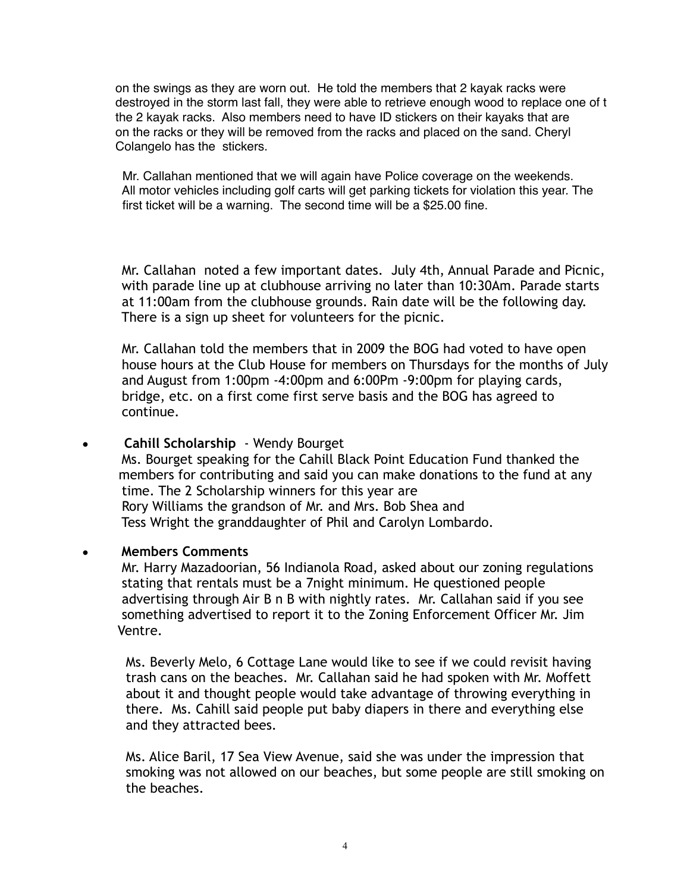on the swings as they are worn out. He told the members that 2 kayak racks were destroyed in the storm last fall, they were able to retrieve enough wood to replace one of t the 2 kayak racks. Also members need to have ID stickers on their kayaks that are on the racks or they will be removed from the racks and placed on the sand. Cheryl Colangelo has the stickers.

Mr. Callahan mentioned that we will again have Police coverage on the weekends. All motor vehicles including golf carts will get parking tickets for violation this year. The first ticket will be a warning. The second time will be a $25.00 fine.

Mr. Callahan noted a few important dates. July 4th, Annual Parade and Picnic, with parade line up at clubhouse arriving no later than 10:30Am. Parade starts at 11:00am from the clubhouse grounds. Rain date will be the following day. There is a sign up sheet for volunteers for the picnic.

Mr. Callahan told the members that in 2009 the BOG had voted to have open house hours at the Club House for members on Thursdays for the months of July and August from 1:00pm -4:00pm and 6:00Pm -9:00pm for playing cards, bridge, etc. on a first come first serve basis and the BOG has agreed to continue.

- **Cahill Scholarship** - Wendy Bourget
  Ms. Bourget speaking for the Cahill Black Point Education Fund thanked the members for contributing and said you can make donations to the fund at any time. The 2 Scholarship winners for this year are
  Rory Williams the grandson of Mr. and Mrs. Bob Shea and
  Tess Wright the granddaughter of Phil and Carolyn Lombardo.

- **Members Comments**
  Mr. Harry Mazadoorian, 56 Indianola Road, asked about our zoning regulations stating that rentals must be a 7night minimum. He questioned people advertising through Air B n B with nightly rates. Mr. Callahan said if you see something advertised to report it to the Zoning Enforcement Officer Mr. Jim Ventre.

  Ms. Beverly Melo, 6 Cottage Lane would like to see if we could revisit having trash cans on the beaches. Mr. Callahan said he had spoken with Mr. Moffett about it and thought people would take advantage of throwing everything in there. Ms. Cahill said people put baby diapers in there and everything else and they attracted bees.

  Ms. Alice Baril, 17 Sea View Avenue, said she was under the impression that smoking was not allowed on our beaches, but some people are still smoking on the beaches.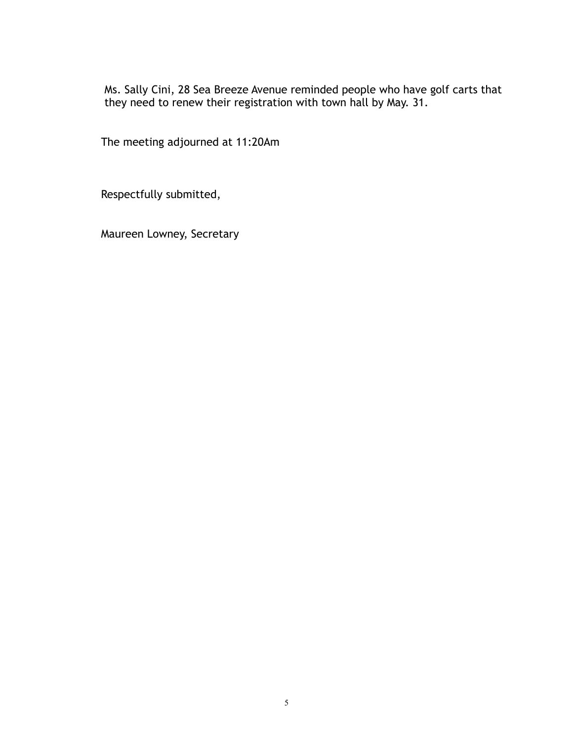Ms. Sally Cini, 28 Sea Breeze Avenue reminded people who have golf carts that they need to renew their registration with town hall by May. 31.

The meeting adjourned at 11:20Am

Respectfully submitted,

Maureen Lowney, Secretary